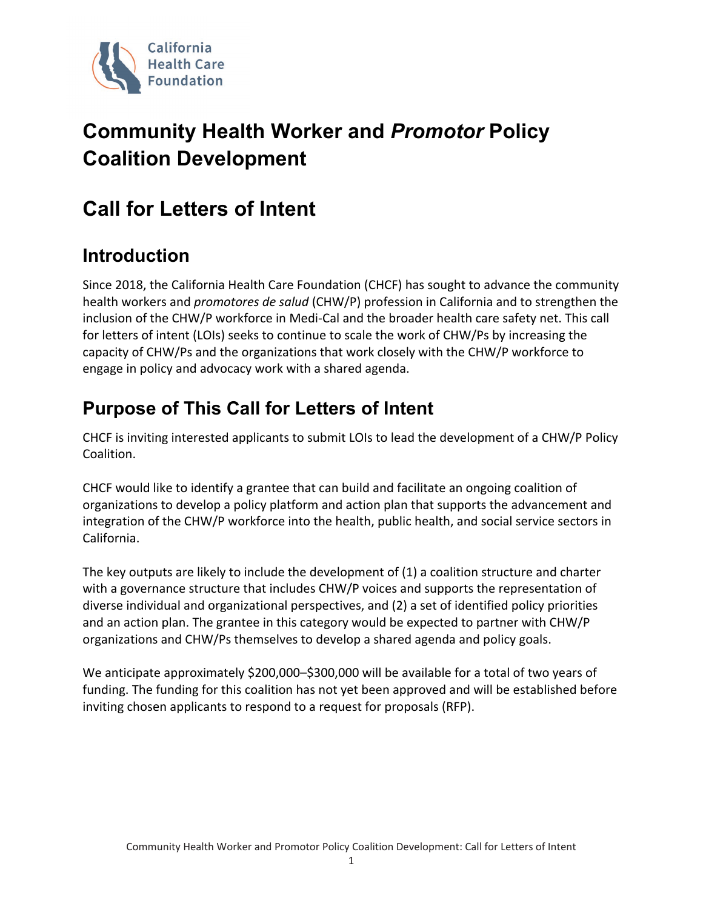California Health Care Foundation

# Community Health Worker and *Promotor* Policy Coalition Development

# Call for Letters of Intent

## Introduction

Since 2018, the California Health Care Foundation (CHCF) has sought to advance the community health workers and *promotores de salud* (CHW/P) profession in California and to strengthen the inclusion of the CHW/P workforce in Medi-Cal and the broader health care safety net. This call for letters of intent (LOIs) seeks to continue to scale the work of CHW/Ps by increasing the capacity of CHW/Ps and the organizations that work closely with the CHW/P workforce to engage in policy and advocacy work with a shared agenda.

## Purpose of This Call for Letters of Intent

CHCF is inviting interested applicants to submit LOIs to lead the development of a CHW/P Policy Coalition.

CHCF would like to identify a grantee that can build and facilitate an ongoing coalition of organizations to develop a policy platform and action plan that supports the advancement and integration of the CHW/P workforce into the health, public health, and social service sectors in California.

The key outputs are likely to include the development of (1) a coalition structure and charter with a governance structure that includes CHW/P voices and supports the representation of diverse individual and organizational perspectives, and (2) a set of identified policy priorities and an action plan. The grantee in this category would be expected to partner with CHW/P organizations and CHW/Ps themselves to develop a shared agenda and policy goals.

We anticipate approximately $200,000–$300,000 will be available for a total of two years of funding. The funding for this coalition has not yet been approved and will be established before inviting chosen applicants to respond to a request for proposals (RFP).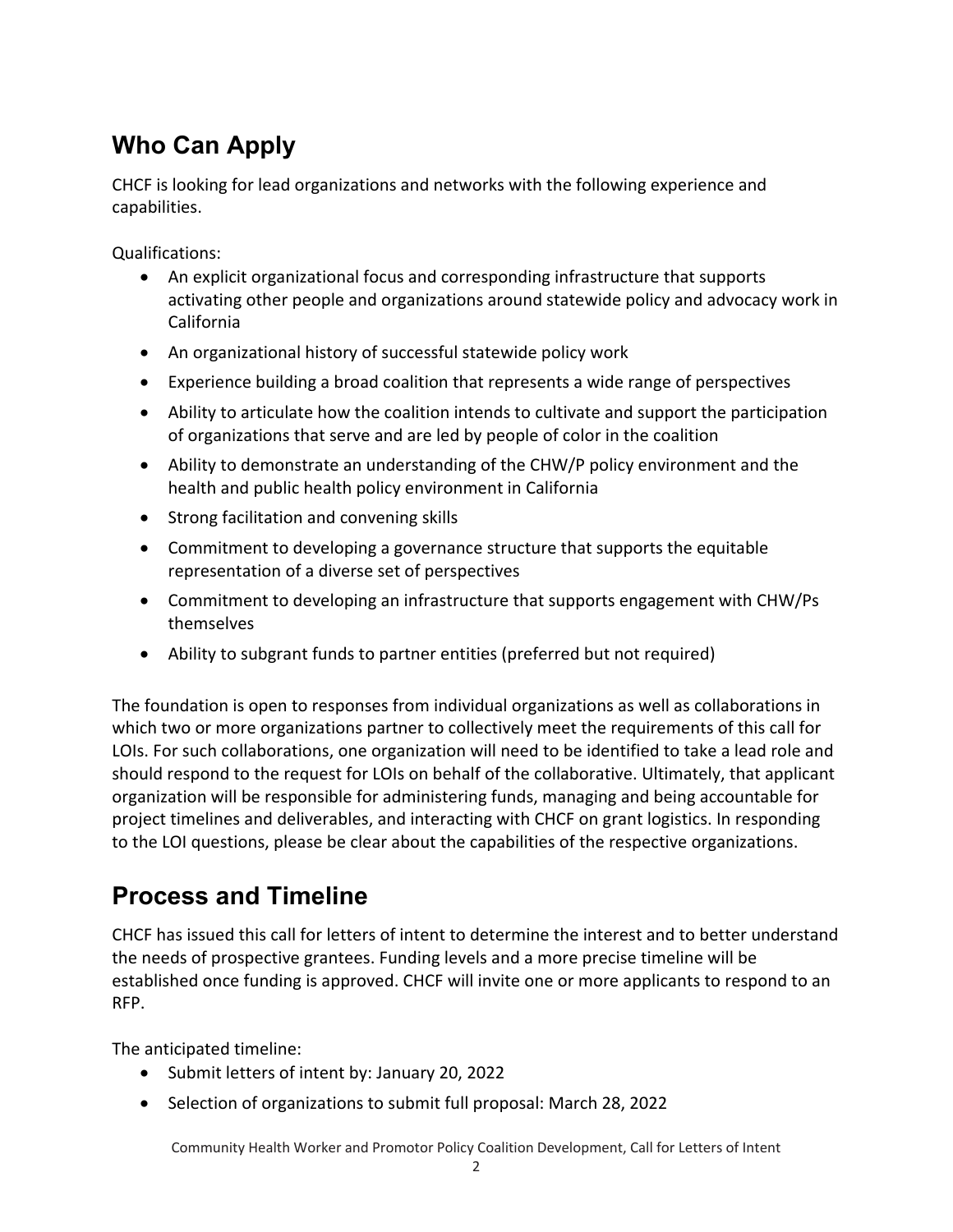## Who Can Apply

CHCF is looking for lead organizations and networks with the following experience and capabilities.

Qualifications:

- An explicit organizational focus and corresponding infrastructure that supports activating other people and organizations around statewide policy and advocacy work in California
- An organizational history of successful statewide policy work
- Experience building a broad coalition that represents a wide range of perspectives
- Ability to articulate how the coalition intends to cultivate and support the participation of organizations that serve and are led by people of color in the coalition
- Ability to demonstrate an understanding of the CHW/P policy environment and the health and public health policy environment in California
- Strong facilitation and convening skills
- Commitment to developing a governance structure that supports the equitable representation of a diverse set of perspectives
- Commitment to developing an infrastructure that supports engagement with CHW/Ps themselves
- Ability to subgrant funds to partner entities (preferred but not required)

The foundation is open to responses from individual organizations as well as collaborations in which two or more organizations partner to collectively meet the requirements of this call for LOIs. For such collaborations, one organization will need to be identified to take a lead role and should respond to the request for LOIs on behalf of the collaborative. Ultimately, that applicant organization will be responsible for administering funds, managing and being accountable for project timelines and deliverables, and interacting with CHCF on grant logistics. In responding to the LOI questions, please be clear about the capabilities of the respective organizations.

## Process and Timeline

CHCF has issued this call for letters of intent to determine the interest and to better understand the needs of prospective grantees. Funding levels and a more precise timeline will be established once funding is approved. CHCF will invite one or more applicants to respond to an RFP.

The anticipated timeline:

- Submit letters of intent by: January 20, 2022
- Selection of organizations to submit full proposal: March 28, 2022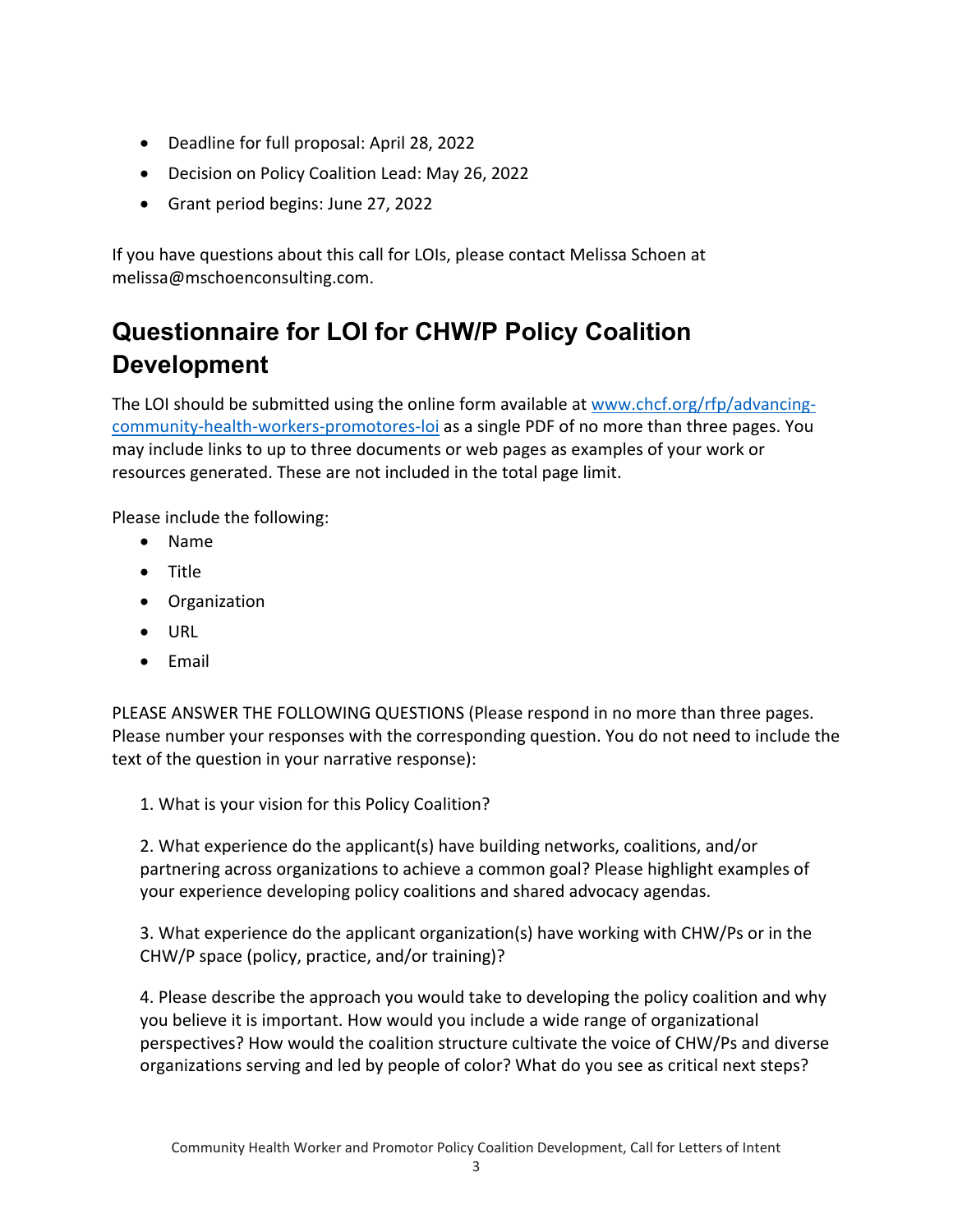- Deadline for full proposal: April 28, 2022
- Decision on Policy Coalition Lead: May 26, 2022
- Grant period begins: June 27, 2022

If you have questions about this call for LOIs, please contact Melissa Schoen at melissa@mschoenconsulting.com.

## Questionnaire for LOI for CHW/P Policy Coalition Development

The LOI should be submitted using the online form available at [www.chcf.org/rfp/advancing-community-health-workers-promotores-loi](http://www.chcf.org/rfp/advancing-community-health-workers-promotores-loi) as a single PDF of no more than three pages. You may include links to up to three documents or web pages as examples of your work or resources generated. These are not included in the total page limit.

Please include the following:

- Name
- Title
- Organization
- URL
- Email

PLEASE ANSWER THE FOLLOWING QUESTIONS (Please respond in no more than three pages. Please number your responses with the corresponding question. You do not need to include the text of the question in your narrative response):

1. What is your vision for this Policy Coalition?

2. What experience do the applicant(s) have building networks, coalitions, and/or partnering across organizations to achieve a common goal? Please highlight examples of your experience developing policy coalitions and shared advocacy agendas.

3. What experience do the applicant organization(s) have working with CHW/Ps or in the CHW/P space (policy, practice, and/or training)?

4. Please describe the approach you would take to developing the policy coalition and why you believe it is important. How would you include a wide range of organizational perspectives? How would the coalition structure cultivate the voice of CHW/Ps and diverse organizations serving and led by people of color? What do you see as critical next steps?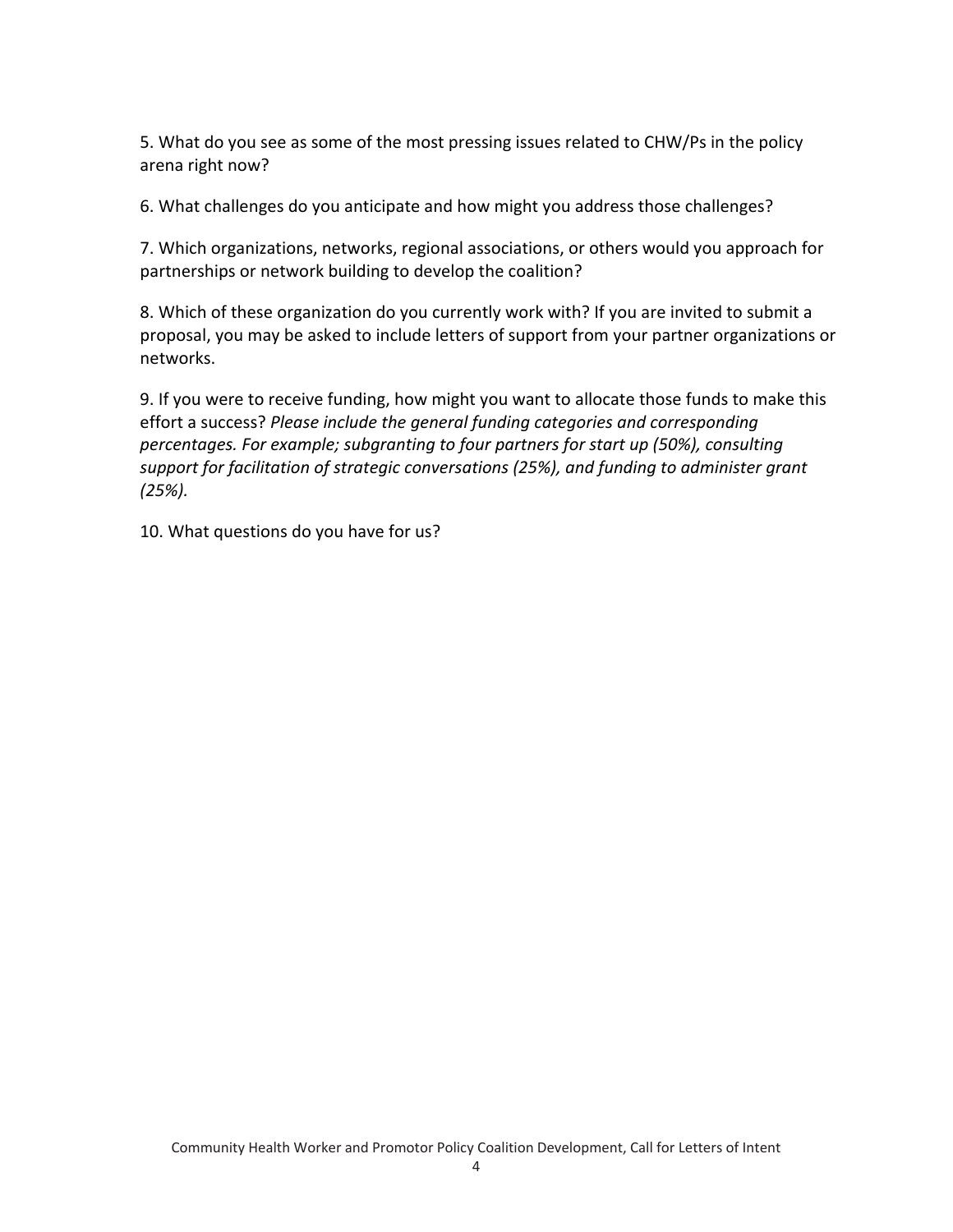5. What do you see as some of the most pressing issues related to CHW/Ps in the policy arena right now?

6. What challenges do you anticipate and how might you address those challenges?

7. Which organizations, networks, regional associations, or others would you approach for partnerships or network building to develop the coalition?

8. Which of these organization do you currently work with? If you are invited to submit a proposal, you may be asked to include letters of support from your partner organizations or networks.

9. If you were to receive funding, how might you want to allocate those funds to make this effort a success? *Please include the general funding categories and corresponding percentages. For example; subgranting to four partners for start up (50%), consulting support for facilitation of strategic conversations (25%), and funding to administer grant (25%).*

10. What questions do you have for us?